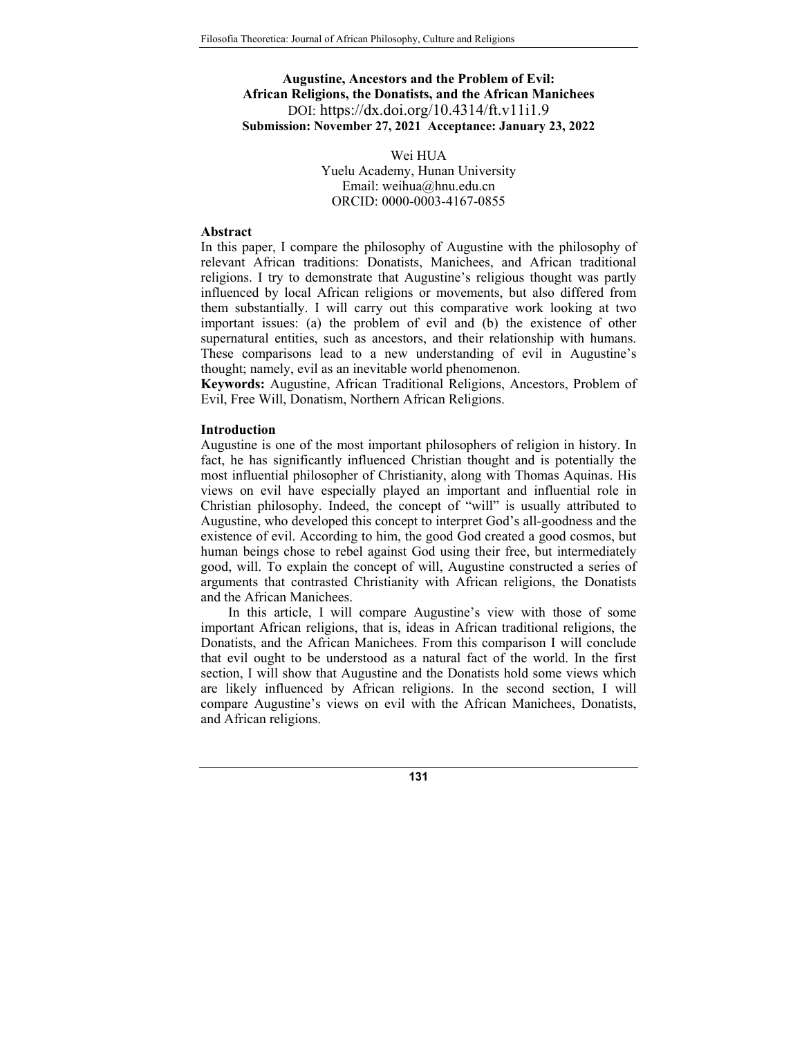# Augustine, Ancestors and the Problem of Evil: African Religions, the Donatists, and the African Manichees

DOI: https://dx.doi.org/10.4314/ft.v11i1.9

**Submission: November 27, 2021 Acceptance: January 23, 2022**

Wei HUA
Yuelu Academy, Hunan University
Email: weihua@hnu.edu.cn
ORCID: 0000-0003-4167-0855

## Abstract

In this paper, I compare the philosophy of Augustine with the philosophy of relevant African traditions: Donatists, Manichees, and African traditional religions. I try to demonstrate that Augustine's religious thought was partly influenced by local African religions or movements, but also differed from them substantially. I will carry out this comparative work looking at two important issues: (a) the problem of evil and (b) the existence of other supernatural entities, such as ancestors, and their relationship with humans. These comparisons lead to a new understanding of evil in Augustine's thought; namely, evil as an inevitable world phenomenon.

**Keywords:** Augustine, African Traditional Religions, Ancestors, Problem of Evil, Free Will, Donatism, Northern African Religions.

## Introduction

Augustine is one of the most important philosophers of religion in history. In fact, he has significantly influenced Christian thought and is potentially the most influential philosopher of Christianity, along with Thomas Aquinas. His views on evil have especially played an important and influential role in Christian philosophy. Indeed, the concept of "will" is usually attributed to Augustine, who developed this concept to interpret God's all-goodness and the existence of evil. According to him, the good God created a good cosmos, but human beings chose to rebel against God using their free, but intermediately good, will. To explain the concept of will, Augustine constructed a series of arguments that contrasted Christianity with African religions, the Donatists and the African Manichees.

In this article, I will compare Augustine's view with those of some important African religions, that is, ideas in African traditional religions, the Donatists, and the African Manichees. From this comparison I will conclude that evil ought to be understood as a natural fact of the world. In the first section, I will show that Augustine and the Donatists hold some views which are likely influenced by African religions. In the second section, I will compare Augustine's views on evil with the African Manichees, Donatists, and African religions.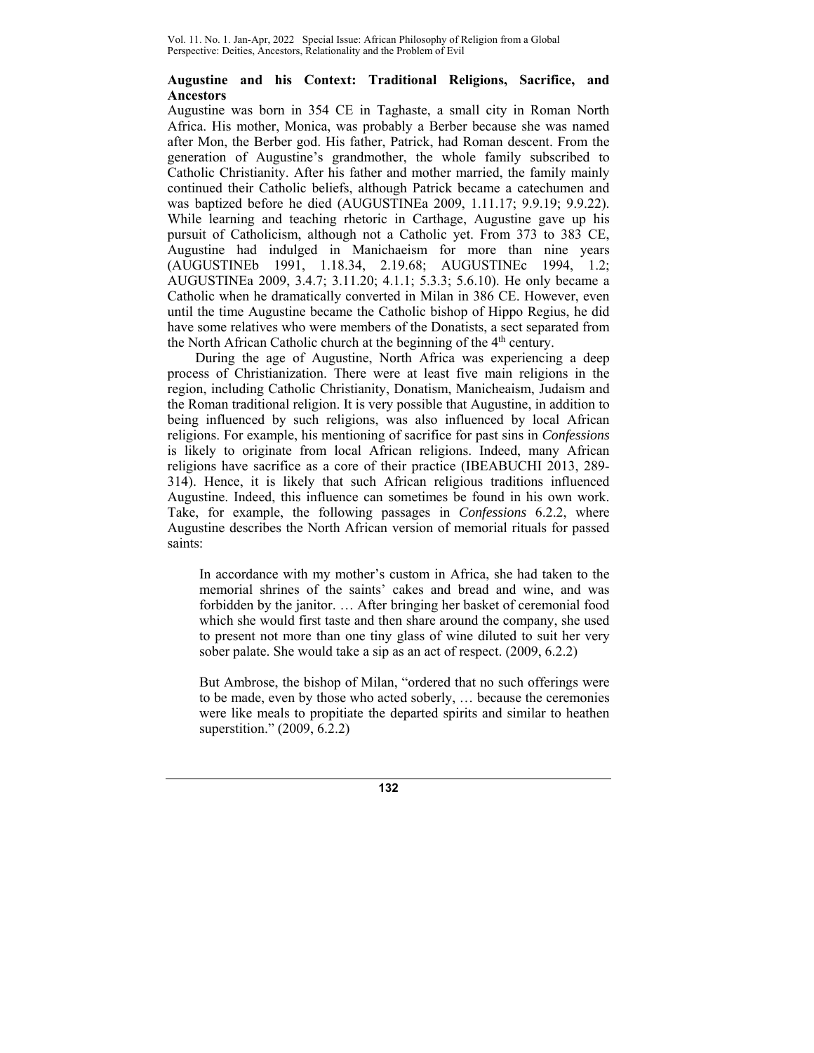**Augustine and his Context: Traditional Religions, Sacrifice, and Ancestors**

Augustine was born in 354 CE in Taghaste, a small city in Roman North Africa. His mother, Monica, was probably a Berber because she was named after Mon, the Berber god. His father, Patrick, had Roman descent. From the generation of Augustine's grandmother, the whole family subscribed to Catholic Christianity. After his father and mother married, the family mainly continued their Catholic beliefs, although Patrick became a catechumen and was baptized before he died (AUGUSTINEa 2009, 1.11.17; 9.9.19; 9.9.22). While learning and teaching rhetoric in Carthage, Augustine gave up his pursuit of Catholicism, although not a Catholic yet. From 373 to 383 CE, Augustine had indulged in Manichaeism for more than nine years (AUGUSTINEb 1991, 1.18.34, 2.19.68; AUGUSTINEc 1994, 1.2; AUGUSTINEa 2009, 3.4.7; 3.11.20; 4.1.1; 5.3.3; 5.6.10). He only became a Catholic when he dramatically converted in Milan in 386 CE. However, even until the time Augustine became the Catholic bishop of Hippo Regius, he did have some relatives who were members of the Donatists, a sect separated from the North African Catholic church at the beginning of the 4th century.

During the age of Augustine, North Africa was experiencing a deep process of Christianization. There were at least five main religions in the region, including Catholic Christianity, Donatism, Manicheaism, Judaism and the Roman traditional religion. It is very possible that Augustine, in addition to being influenced by such religions, was also influenced by local African religions. For example, his mentioning of sacrifice for past sins in *Confessions* is likely to originate from local African religions. Indeed, many African religions have sacrifice as a core of their practice (IBEABUCHI 2013, 289-314). Hence, it is likely that such African religious traditions influenced Augustine. Indeed, this influence can sometimes be found in his own work. Take, for example, the following passages in *Confessions* 6.2.2, where Augustine describes the North African version of memorial rituals for passed saints:

> In accordance with my mother's custom in Africa, she had taken to the memorial shrines of the saints' cakes and bread and wine, and was forbidden by the janitor. … After bringing her basket of ceremonial food which she would first taste and then share around the company, she used to present not more than one tiny glass of wine diluted to suit her very sober palate. She would take a sip as an act of respect. (2009, 6.2.2)

> But Ambrose, the bishop of Milan, "ordered that no such offerings were to be made, even by those who acted soberly, … because the ceremonies were like meals to propitiate the departed spirits and similar to heathen superstition." (2009, 6.2.2)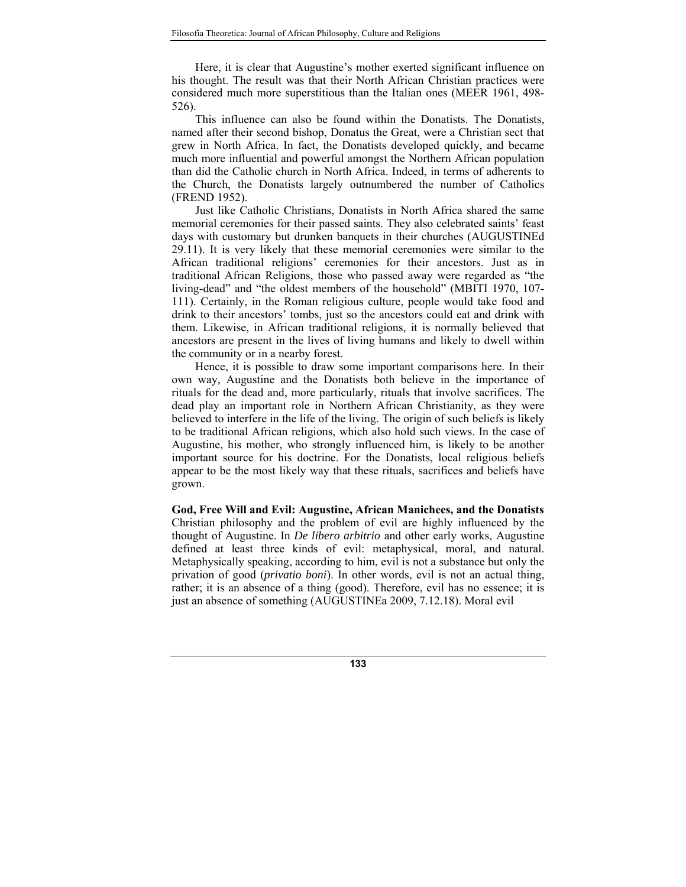Here, it is clear that Augustine's mother exerted significant influence on his thought. The result was that their North African Christian practices were considered much more superstitious than the Italian ones (MEER 1961, 498-526).

This influence can also be found within the Donatists. The Donatists, named after their second bishop, Donatus the Great, were a Christian sect that grew in North Africa. In fact, the Donatists developed quickly, and became much more influential and powerful amongst the Northern African population than did the Catholic church in North Africa. Indeed, in terms of adherents to the Church, the Donatists largely outnumbered the number of Catholics (FREND 1952).

Just like Catholic Christians, Donatists in North Africa shared the same memorial ceremonies for their passed saints. They also celebrated saints' feast days with customary but drunken banquets in their churches (AUGUSTINEd 29.11). It is very likely that these memorial ceremonies were similar to the African traditional religions' ceremonies for their ancestors. Just as in traditional African Religions, those who passed away were regarded as "the living-dead" and "the oldest members of the household" (MBITI 1970, 107-111). Certainly, in the Roman religious culture, people would take food and drink to their ancestors' tombs, just so the ancestors could eat and drink with them. Likewise, in African traditional religions, it is normally believed that ancestors are present in the lives of living humans and likely to dwell within the community or in a nearby forest.

Hence, it is possible to draw some important comparisons here. In their own way, Augustine and the Donatists both believe in the importance of rituals for the dead and, more particularly, rituals that involve sacrifices. The dead play an important role in Northern African Christianity, as they were believed to interfere in the life of the living. The origin of such beliefs is likely to be traditional African religions, which also hold such views. In the case of Augustine, his mother, who strongly influenced him, is likely to be another important source for his doctrine. For the Donatists, local religious beliefs appear to be the most likely way that these rituals, sacrifices and beliefs have grown.

**God, Free Will and Evil: Augustine, African Manichees, and the Donatists**

Christian philosophy and the problem of evil are highly influenced by the thought of Augustine. In *De libero arbitrio* and other early works, Augustine defined at least three kinds of evil: metaphysical, moral, and natural. Metaphysically speaking, according to him, evil is not a substance but only the privation of good (*privatio boni*). In other words, evil is not an actual thing, rather; it is an absence of a thing (good). Therefore, evil has no essence; it is just an absence of something (AUGUSTINEa 2009, 7.12.18). Moral evil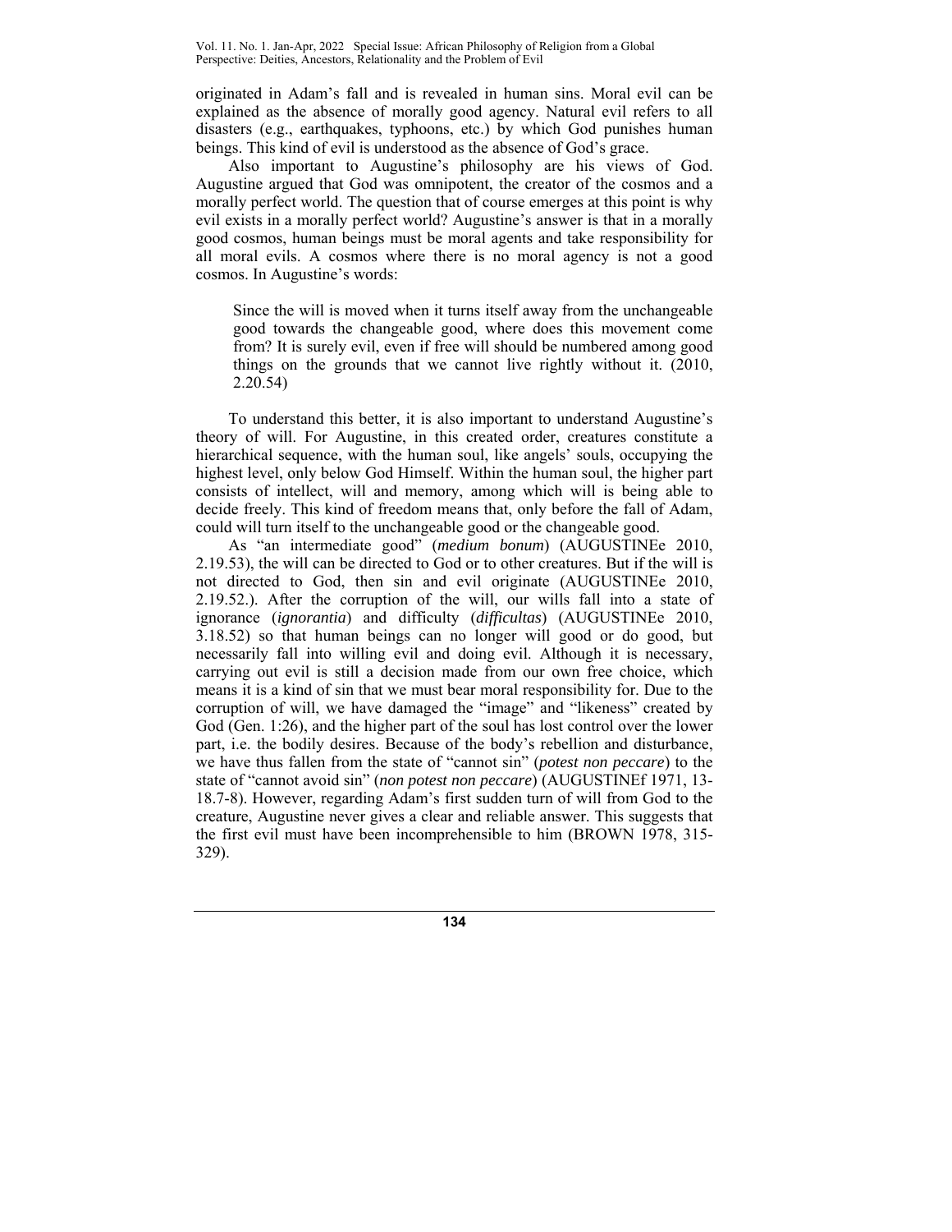originated in Adam's fall and is revealed in human sins. Moral evil can be explained as the absence of morally good agency. Natural evil refers to all disasters (e.g., earthquakes, typhoons, etc.) by which God punishes human beings. This kind of evil is understood as the absence of God's grace.

Also important to Augustine's philosophy are his views of God. Augustine argued that God was omnipotent, the creator of the cosmos and a morally perfect world. The question that of course emerges at this point is why evil exists in a morally perfect world? Augustine's answer is that in a morally good cosmos, human beings must be moral agents and take responsibility for all moral evils. A cosmos where there is no moral agency is not a good cosmos. In Augustine's words:

> Since the will is moved when it turns itself away from the unchangeable good towards the changeable good, where does this movement come from? It is surely evil, even if free will should be numbered among good things on the grounds that we cannot live rightly without it. (2010, 2.20.54)

To understand this better, it is also important to understand Augustine's theory of will. For Augustine, in this created order, creatures constitute a hierarchical sequence, with the human soul, like angels' souls, occupying the highest level, only below God Himself. Within the human soul, the higher part consists of intellect, will and memory, among which will is being able to decide freely. This kind of freedom means that, only before the fall of Adam, could will turn itself to the unchangeable good or the changeable good.

As "an intermediate good" (*medium bonum*) (AUGUSTINEe 2010, 2.19.53), the will can be directed to God or to other creatures. But if the will is not directed to God, then sin and evil originate (AUGUSTINEe 2010, 2.19.52.). After the corruption of the will, our wills fall into a state of ignorance (*ignorantia*) and difficulty (*difficultas*) (AUGUSTINEe 2010, 3.18.52) so that human beings can no longer will good or do good, but necessarily fall into willing evil and doing evil. Although it is necessary, carrying out evil is still a decision made from our own free choice, which means it is a kind of sin that we must bear moral responsibility for. Due to the corruption of will, we have damaged the "image" and "likeness" created by God (Gen. 1:26), and the higher part of the soul has lost control over the lower part, i.e. the bodily desires. Because of the body's rebellion and disturbance, we have thus fallen from the state of "cannot sin" (*potest non peccare*) to the state of "cannot avoid sin" (*non potest non peccare*) (AUGUSTINEf 1971, 13-18.7-8). However, regarding Adam's first sudden turn of will from God to the creature, Augustine never gives a clear and reliable answer. This suggests that the first evil must have been incomprehensible to him (BROWN 1978, 315-329).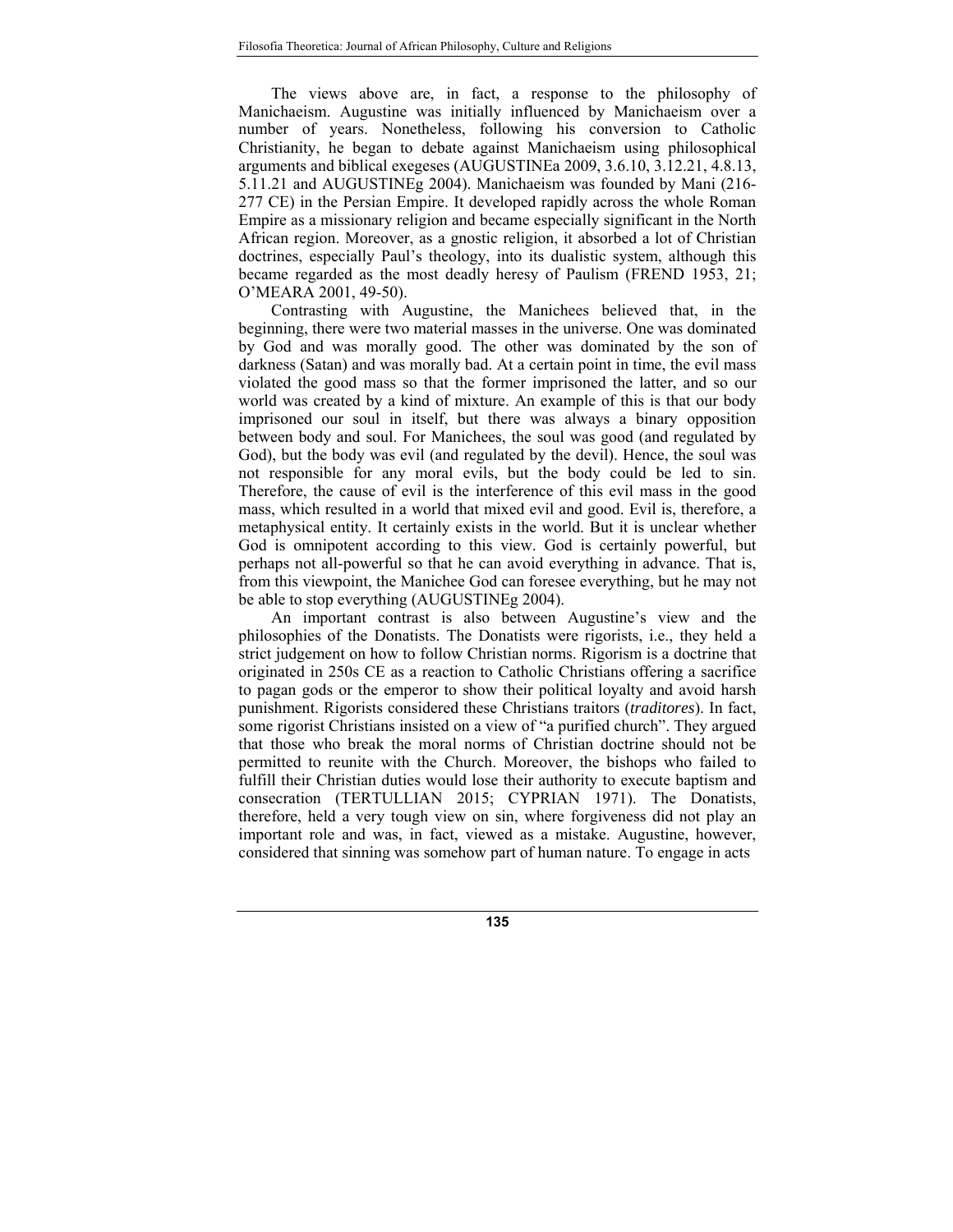The views above are, in fact, a response to the philosophy of Manichaeism. Augustine was initially influenced by Manichaeism over a number of years. Nonetheless, following his conversion to Catholic Christianity, he began to debate against Manichaeism using philosophical arguments and biblical exegeses (AUGUSTINEa 2009, 3.6.10, 3.12.21, 4.8.13, 5.11.21 and AUGUSTINEg 2004). Manichaeism was founded by Mani (216-277 CE) in the Persian Empire. It developed rapidly across the whole Roman Empire as a missionary religion and became especially significant in the North African region. Moreover, as a gnostic religion, it absorbed a lot of Christian doctrines, especially Paul's theology, into its dualistic system, although this became regarded as the most deadly heresy of Paulism (FREND 1953, 21; O'MEARA 2001, 49-50).

Contrasting with Augustine, the Manichees believed that, in the beginning, there were two material masses in the universe. One was dominated by God and was morally good. The other was dominated by the son of darkness (Satan) and was morally bad. At a certain point in time, the evil mass violated the good mass so that the former imprisoned the latter, and so our world was created by a kind of mixture. An example of this is that our body imprisoned our soul in itself, but there was always a binary opposition between body and soul. For Manichees, the soul was good (and regulated by God), but the body was evil (and regulated by the devil). Hence, the soul was not responsible for any moral evils, but the body could be led to sin. Therefore, the cause of evil is the interference of this evil mass in the good mass, which resulted in a world that mixed evil and good. Evil is, therefore, a metaphysical entity. It certainly exists in the world. But it is unclear whether God is omnipotent according to this view. God is certainly powerful, but perhaps not all-powerful so that he can avoid everything in advance. That is, from this viewpoint, the Manichee God can foresee everything, but he may not be able to stop everything (AUGUSTINEg 2004).

An important contrast is also between Augustine's view and the philosophies of the Donatists. The Donatists were rigorists, i.e., they held a strict judgement on how to follow Christian norms. Rigorism is a doctrine that originated in 250s CE as a reaction to Catholic Christians offering a sacrifice to pagan gods or the emperor to show their political loyalty and avoid harsh punishment. Rigorists considered these Christians traitors (*traditores*). In fact, some rigorist Christians insisted on a view of "a purified church". They argued that those who break the moral norms of Christian doctrine should not be permitted to reunite with the Church. Moreover, the bishops who failed to fulfill their Christian duties would lose their authority to execute baptism and consecration (TERTULLIAN 2015; CYPRIAN 1971). The Donatists, therefore, held a very tough view on sin, where forgiveness did not play an important role and was, in fact, viewed as a mistake. Augustine, however, considered that sinning was somehow part of human nature. To engage in acts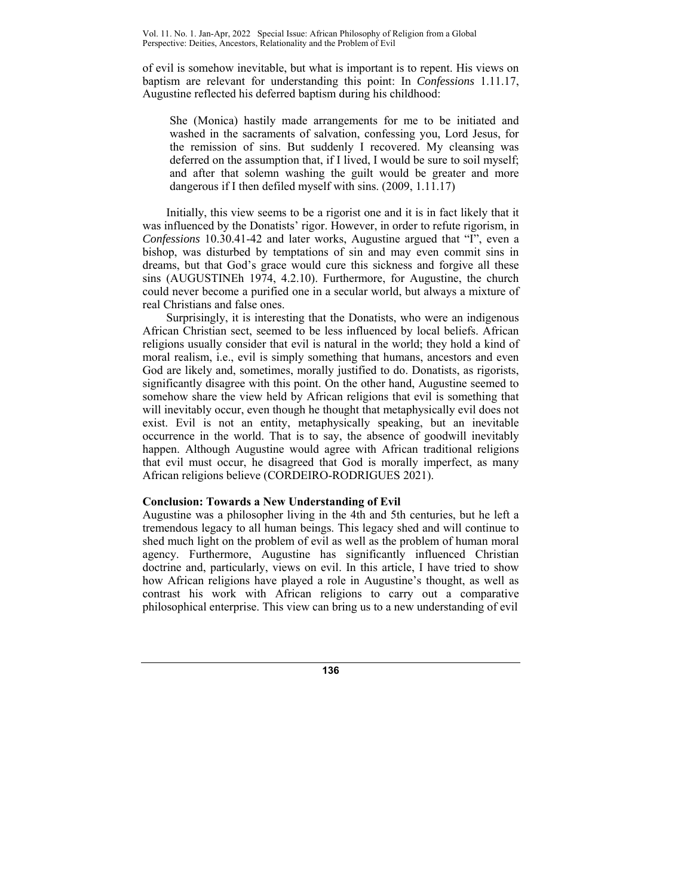of evil is somehow inevitable, but what is important is to repent. His views on baptism are relevant for understanding this point: In *Confessions* 1.11.17, Augustine reflected his deferred baptism during his childhood:

> She (Monica) hastily made arrangements for me to be initiated and washed in the sacraments of salvation, confessing you, Lord Jesus, for the remission of sins. But suddenly I recovered. My cleansing was deferred on the assumption that, if I lived, I would be sure to soil myself; and after that solemn washing the guilt would be greater and more dangerous if I then defiled myself with sins. (2009, 1.11.17)

Initially, this view seems to be a rigorist one and it is in fact likely that it was influenced by the Donatists' rigor. However, in order to refute rigorism, in *Confessions* 10.30.41-42 and later works, Augustine argued that "I", even a bishop, was disturbed by temptations of sin and may even commit sins in dreams, but that God's grace would cure this sickness and forgive all these sins (AUGUSTINEh 1974, 4.2.10). Furthermore, for Augustine, the church could never become a purified one in a secular world, but always a mixture of real Christians and false ones.

Surprisingly, it is interesting that the Donatists, who were an indigenous African Christian sect, seemed to be less influenced by local beliefs. African religions usually consider that evil is natural in the world; they hold a kind of moral realism, i.e., evil is simply something that humans, ancestors and even God are likely and, sometimes, morally justified to do. Donatists, as rigorists, significantly disagree with this point. On the other hand, Augustine seemed to somehow share the view held by African religions that evil is something that will inevitably occur, even though he thought that metaphysically evil does not exist. Evil is not an entity, metaphysically speaking, but an inevitable occurrence in the world. That is to say, the absence of goodwill inevitably happen. Although Augustine would agree with African traditional religions that evil must occur, he disagreed that God is morally imperfect, as many African religions believe (CORDEIRO-RODRIGUES 2021).

## Conclusion: Towards a New Understanding of Evil

Augustine was a philosopher living in the 4th and 5th centuries, but he left a tremendous legacy to all human beings. This legacy shed and will continue to shed much light on the problem of evil as well as the problem of human moral agency. Furthermore, Augustine has significantly influenced Christian doctrine and, particularly, views on evil. In this article, I have tried to show how African religions have played a role in Augustine's thought, as well as contrast his work with African religions to carry out a comparative philosophical enterprise. This view can bring us to a new understanding of evil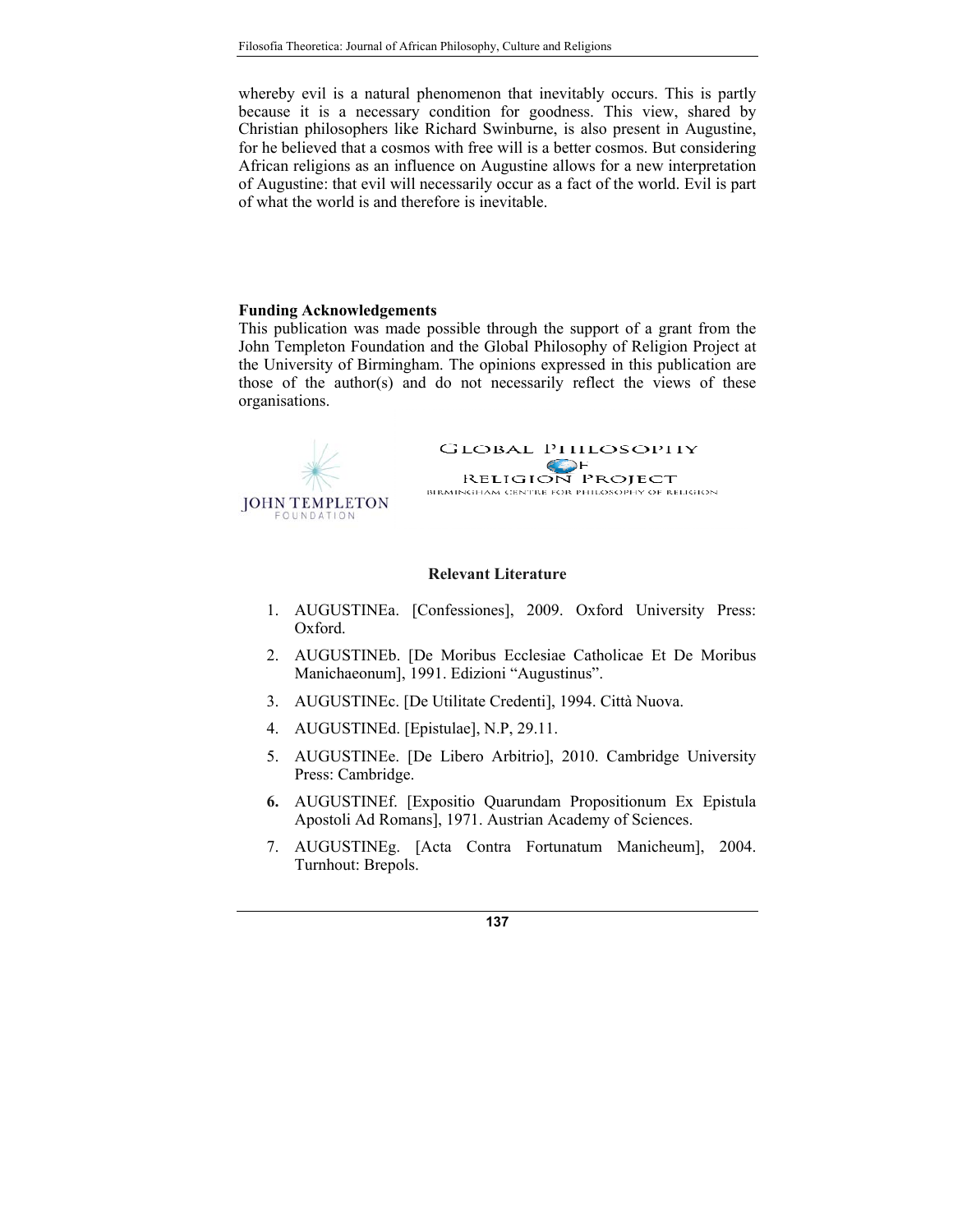whereby evil is a natural phenomenon that inevitably occurs. This is partly because it is a necessary condition for goodness. This view, shared by Christian philosophers like Richard Swinburne, is also present in Augustine, for he believed that a cosmos with free will is a better cosmos. But considering African religions as an influence on Augustine allows for a new interpretation of Augustine: that evil will necessarily occur as a fact of the world. Evil is part of what the world is and therefore is inevitable.

**Funding Acknowledgements**

This publication was made possible through the support of a grant from the John Templeton Foundation and the Global Philosophy of Religion Project at the University of Birmingham. The opinions expressed in this publication are those of the author(s) and do not necessarily reflect the views of these organisations.

JOHN TEMPLETON FOUNDATION

GLOBAL PHILOSOPHY OF RELIGION PROJECT
BIRMINGHAM CENTRE FOR PHILOSOPHY OF RELIGION

**Relevant Literature**

1. AUGUSTINEa. [Confessiones], 2009. Oxford University Press: Oxford.
2. AUGUSTINEb. [De Moribus Ecclesiae Catholicae Et De Moribus Manichaeonum], 1991. Edizioni "Augustinus".
3. AUGUSTINEc. [De Utilitate Credenti], 1994. Città Nuova.
4. AUGUSTINEd. [Epistulae], N.P, 29.11.
5. AUGUSTINEe. [De Libero Arbitrio], 2010. Cambridge University Press: Cambridge.
6. AUGUSTINEf. [Expositio Quarundam Propositionum Ex Epistula Apostoli Ad Romans], 1971. Austrian Academy of Sciences.
7. AUGUSTINEg. [Acta Contra Fortunatum Manicheum], 2004. Turnhout: Brepols.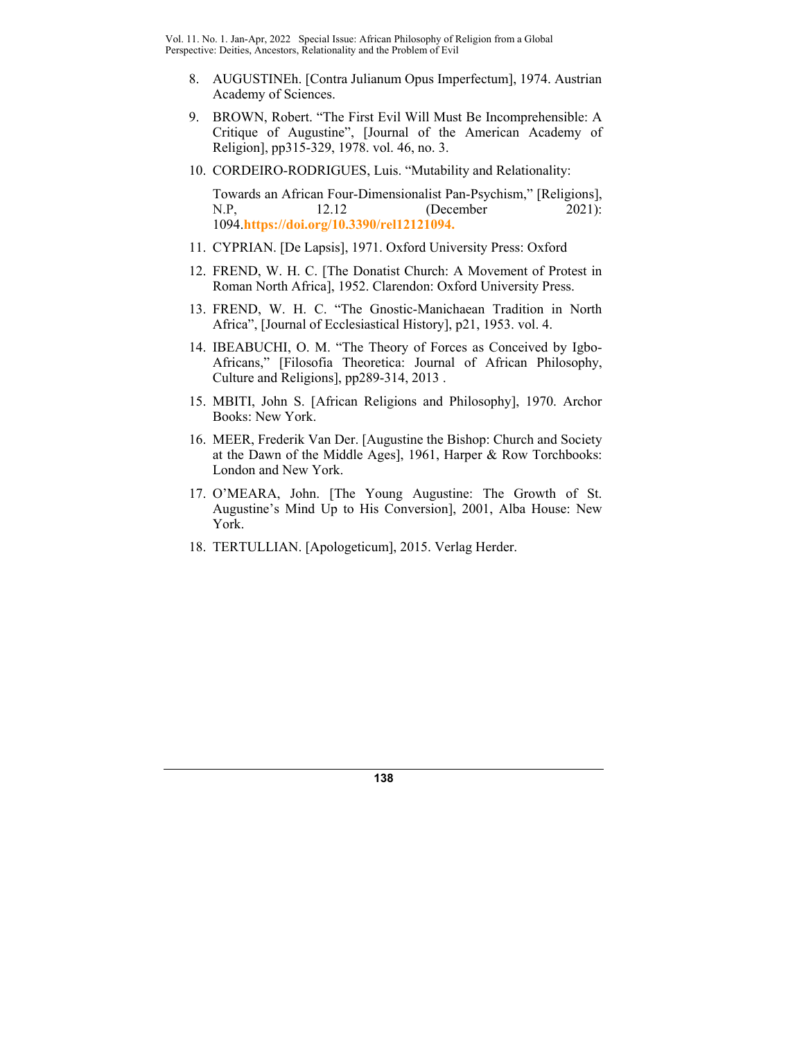8. AUGUSTINEh. [Contra Julianum Opus Imperfectum], 1974. Austrian Academy of Sciences.

9. BROWN, Robert. "The First Evil Will Must Be Incomprehensible: A Critique of Augustine", [Journal of the American Academy of Religion], pp315-329, 1978. vol. 46, no. 3.

10. CORDEIRO-RODRIGUES, Luis. "Mutability and Relationality:

    Towards an African Four-Dimensionalist Pan-Psychism," [Religions], N.P, 12.12 (December 2021): 1094.https://doi.org/10.3390/rel12121094.

11. CYPRIAN. [De Lapsis], 1971. Oxford University Press: Oxford

12. FREND, W. H. C. [The Donatist Church: A Movement of Protest in Roman North Africa], 1952. Clarendon: Oxford University Press.

13. FREND, W. H. C. "The Gnostic-Manichaean Tradition in North Africa", [Journal of Ecclesiastical History], p21, 1953. vol. 4.

14. IBEABUCHI, O. M. "The Theory of Forces as Conceived by Igbo-Africans," [Filosofia Theoretica: Journal of African Philosophy, Culture and Religions], pp289-314, 2013 .

15. MBITI, John S. [African Religions and Philosophy], 1970. Archor Books: New York.

16. MEER, Frederik Van Der. [Augustine the Bishop: Church and Society at the Dawn of the Middle Ages], 1961, Harper & Row Torchbooks: London and New York.

17. O'MEARA, John. [The Young Augustine: The Growth of St. Augustine's Mind Up to His Conversion], 2001, Alba House: New York.

18. TERTULLIAN. [Apologeticum], 2015. Verlag Herder.